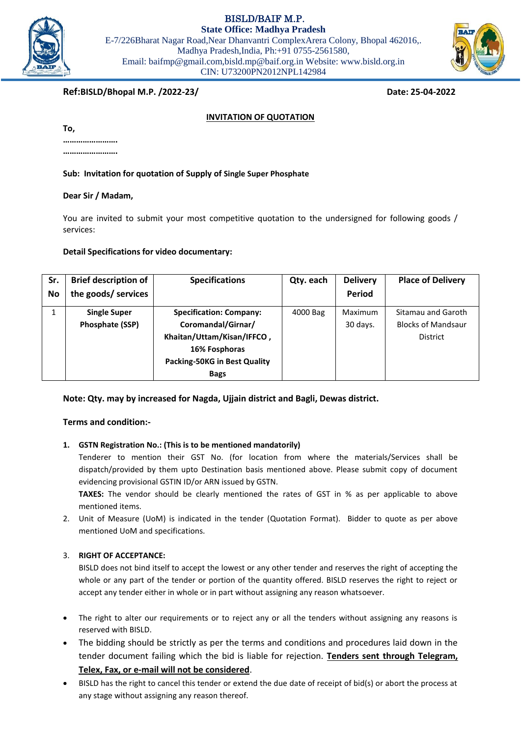**BISLD/BAIF M.P.**
**State Office: Madhya Pradesh**
E-7/226Bharat Nagar Road,Near Dhanvantri ComplexArera Colony, Bhopal 462016,.
Madhya Pradesh,India, Ph:+91 0755-2561580,
Email: baifmp@gmail.com,bisld.mp@baif.org.in Website: www.bisld.org.in
CIN: U73200PN2012NPL142984

**Ref:BISLD/Bhopal M.P. /2022-23/** **Date: 25-04-2022**

## INVITATION OF QUOTATION

**To,**
**……………………**
**……………………**

**Sub: Invitation for quotation of Supply of Single Super Phosphate**

**Dear Sir / Madam,**

You are invited to submit your most competitive quotation to the undersigned for following goods / services:

**Detail Specifications for video documentary:**

| Sr. No | Brief description of the goods/ services | Specifications | Qty. each | Delivery Period | Place of Delivery |
|---|---|---|---|---|---|
| 1 | **Single Super Phosphate (SSP)** | **Specification: Company: Coromandal/Girnar/ Khaitan/Uttam/Kisan/IFFCO , 16% Fosphoras Packing-50KG in Best Quality Bags** | 4000 Bag | Maximum 30 days. | Sitamau and Garoth Blocks of Mandsaur District |

**Note: Qty. may by increased for Nagda, Ujjain district and Bagli, Dewas district.**

**Terms and condition:-**

1. **GSTN Registration No.: (This is to be mentioned mandatorily)**
   Tenderer to mention their GST No. (for location from where the materials/Services shall be dispatch/provided by them upto Destination basis mentioned above. Please submit copy of document evidencing provisional GSTIN ID/or ARN issued by GSTN.
   **TAXES:** The vendor should be clearly mentioned the rates of GST in % as per applicable to above mentioned items.
2. Unit of Measure (UoM) is indicated in the tender (Quotation Format). Bidder to quote as per above mentioned UoM and specifications.
3. **RIGHT OF ACCEPTANCE:**
   BISLD does not bind itself to accept the lowest or any other tender and reserves the right of accepting the whole or any part of the tender or portion of the quantity offered. BISLD reserves the right to reject or accept any tender either in whole or in part without assigning any reason whatsoever.

- The right to alter our requirements or to reject any or all the tenders without assigning any reasons is reserved with BISLD.
- The bidding should be strictly as per the terms and conditions and procedures laid down in the tender document failing which the bid is liable for rejection. **Tenders sent through Telegram, Telex, Fax, or e-mail will not be considered**.
- BISLD has the right to cancel this tender or extend the due date of receipt of bid(s) or abort the process at any stage without assigning any reason thereof.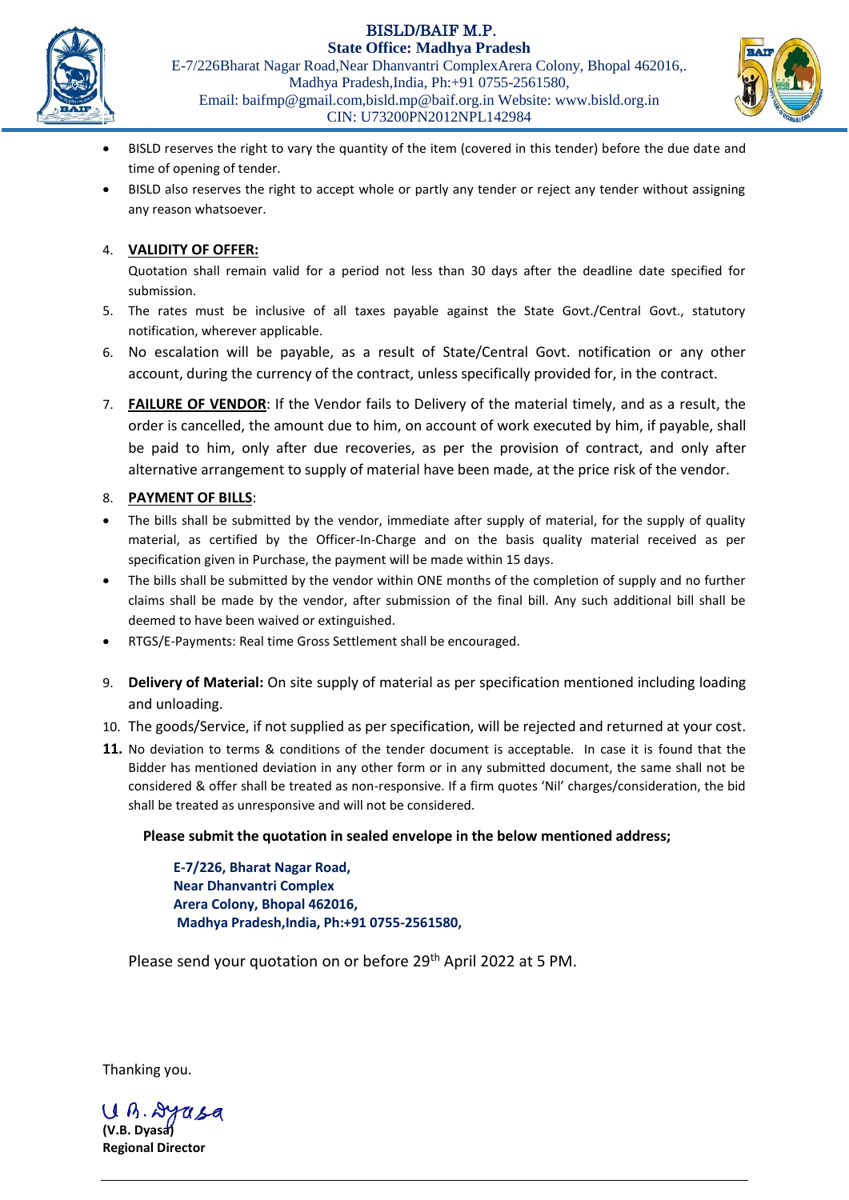- BISLD reserves the right to vary the quantity of the item (covered in this tender) before the due date and time of opening of tender.
- BISLD also reserves the right to accept whole or partly any tender or reject any tender without assigning any reason whatsoever.

4. **VALIDITY OF OFFER:**
   Quotation shall remain valid for a period not less than 30 days after the deadline date specified for submission.
5. The rates must be inclusive of all taxes payable against the State Govt./Central Govt., statutory notification, wherever applicable.
6. No escalation will be payable, as a result of State/Central Govt. notification or any other account, during the currency of the contract, unless specifically provided for, in the contract.
7. **FAILURE OF VENDOR**: If the Vendor fails to Delivery of the material timely, and as a result, the order is cancelled, the amount due to him, on account of work executed by him, if payable, shall be paid to him, only after due recoveries, as per the provision of contract, and only after alternative arrangement to supply of material have been made, at the price risk of the vendor.
8. **PAYMENT OF BILLS**:

- The bills shall be submitted by the vendor, immediate after supply of material, for the supply of quality material, as certified by the Officer-In-Charge and on the basis quality material received as per specification given in Purchase, the payment will be made within 15 days.
- The bills shall be submitted by the vendor within ONE months of the completion of supply and no further claims shall be made by the vendor, after submission of the final bill. Any such additional bill shall be deemed to have been waived or extinguished.
- RTGS/E-Payments: Real time Gross Settlement shall be encouraged.

9. **Delivery of Material:** On site supply of material as per specification mentioned including loading and unloading.
10. The goods/Service, if not supplied as per specification, will be rejected and returned at your cost.
11. No deviation to terms & conditions of the tender document is acceptable. In case it is found that the Bidder has mentioned deviation in any other form or in any submitted document, the same shall not be considered & offer shall be treated as non-responsive. If a firm quotes 'Nil' charges/consideration, the bid shall be treated as unresponsive and will not be considered.

**Please submit the quotation in sealed envelope in the below mentioned address;**

**E-7/226, Bharat Nagar Road,**
**Near Dhanvantri Complex**
**Arera Colony, Bhopal 462016,**
**Madhya Pradesh,India, Ph:+91 0755-2561580,**

Please send your quotation on or before 29th April 2022 at 5 PM.

Thanking you.

**(V.B. Dyasa)**
**Regional Director**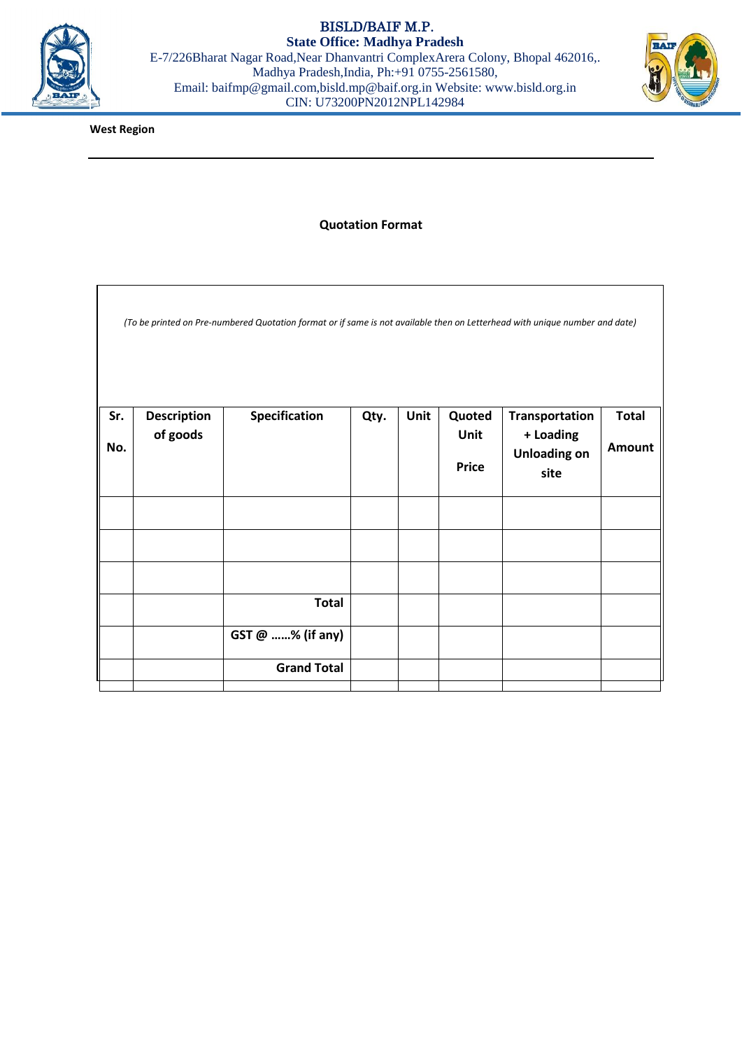BISLD/BAIF M.P.
**State Office: Madhya Pradesh**
E-7/226Bharat Nagar Road,Near Dhanvantri ComplexArera Colony, Bhopal 462016,.
Madhya Pradesh,India, Ph:+91 0755-2561580,
Email: baifmp@gmail.com,bisld.mp@baif.org.in Website: www.bisld.org.in
CIN: U73200PN2012NPL142984

**West Region**

**Quotation Format**

*(To be printed on Pre-numbered Quotation format or if same is not available then on Letterhead with unique number and date)*

| Sr. No. | Description of goods | Specification | Qty. | Unit | Quoted Unit Price | Transportation + Loading Unloading on site | Total Amount |
|---|---|---|---|---|---|---|---|
| | | | | | | | |
| | | | | | | | |
| | | | | | | | |
| | | **Total** | | | | | |
| | | **GST @ ……% (if any)** | | | | | |
| | | **Grand Total** | | | | | |